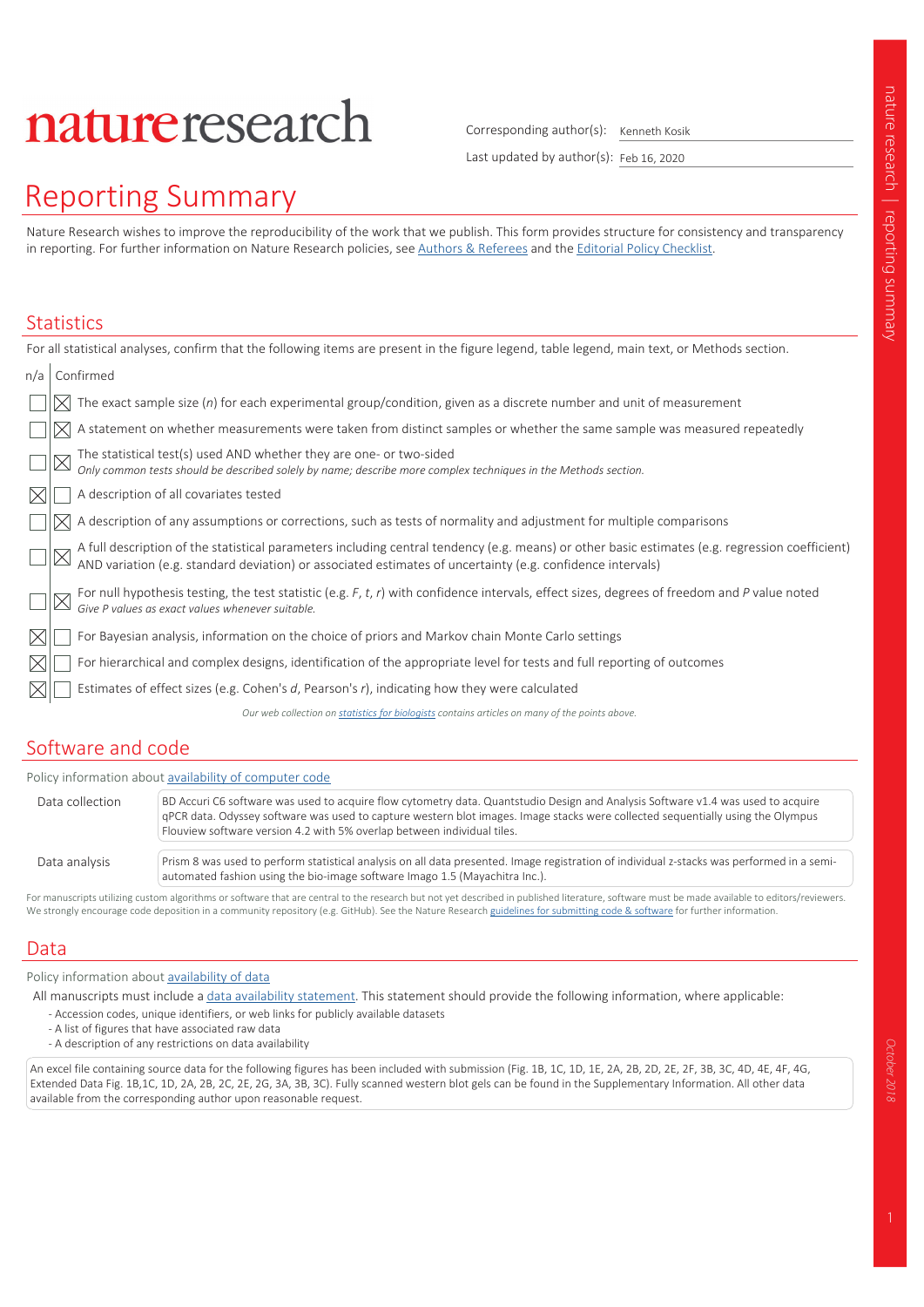# nature research

Corresponding author(s): Kenneth Kosik

Last updated by author(s): Feb 16, 2020

# Reporting Summary

Nature Research wishes to improve the reproducibility of the work that we publish. This form provides structure for consistency and transparency in reporting. For further information on Nature Research policies, see Authors & Referees and the Editorial Policy Checklist.

## Statistics

For all statistical analyses, confirm that the following items are present in the figure legend, table legend, main text, or Methods section.

| n/a | Confirmed | |
|---|---|---|
| ☐ | ☒ | The exact sample size ($n$) for each experimental group/condition, given as a discrete number and unit of measurement |
| ☐ | ☒ | A statement on whether measurements were taken from distinct samples or whether the same sample was measured repeatedly |
| ☐ | ☒ | The statistical test(s) used AND whether they are one- or two-sided<br>*Only common tests should be described solely by name; describe more complex techniques in the Methods section.* |
| ☒ | ☐ | A description of all covariates tested |
| ☐ | ☒ | A description of any assumptions or corrections, such as tests of normality and adjustment for multiple comparisons |
| ☐ | ☒ | A full description of the statistical parameters including central tendency (e.g. means) or other basic estimates (e.g. regression coefficient) AND variation (e.g. standard deviation) or associated estimates of uncertainty (e.g. confidence intervals) |
| ☐ | ☒ | For null hypothesis testing, the test statistic (e.g. $F$, $t$, $r$) with confidence intervals, effect sizes, degrees of freedom and $P$ value noted<br>*Give P values as exact values whenever suitable.* |
| ☒ | ☐ | For Bayesian analysis, information on the choice of priors and Markov chain Monte Carlo settings |
| ☒ | ☐ | For hierarchical and complex designs, identification of the appropriate level for tests and full reporting of outcomes |
| ☒ | ☐ | Estimates of effect sizes (e.g. Cohen's $d$, Pearson's $r$), indicating how they were calculated |

*Our web collection on statistics for biologists contains articles on many of the points above.*

## Software and code

Policy information about availability of computer code

| | |
|---|---|
| Data collection | BD Accuri C6 software was used to acquire flow cytometry data. Quantstudio Design and Analysis Software v1.4 was used to acquire qPCR data. Odyssey software was used to capture western blot images. Image stacks were collected sequentially using the Olympus Flouview software version 4.2 with 5% overlap between individual tiles. |
| Data analysis | Prism 8 was used to perform statistical analysis on all data presented. Image registration of individual z-stacks was performed in a semi-automated fashion using the bio-image software Imago 1.5 (Mayachitra Inc.). |

For manuscripts utilizing custom algorithms or software that are central to the research but not yet described in published literature, software must be made available to editors/reviewers. We strongly encourage code deposition in a community repository (e.g. GitHub). See the Nature Research guidelines for submitting code & software for further information.

## Data

Policy information about availability of data

All manuscripts must include a data availability statement. This statement should provide the following information, where applicable:

- Accession codes, unique identifiers, or web links for publicly available datasets
- A list of figures that have associated raw data
- A description of any restrictions on data availability

An excel file containing source data for the following figures has been included with submission (Fig. 1B, 1C, 1D, 1E, 2A, 2B, 2D, 2E, 2F, 3B, 3C, 4D, 4E, 4F, 4G, Extended Data Fig. 1B,1C, 1D, 2A, 2B, 2C, 2E, 2G, 3A, 3B, 3C). Fully scanned western blot gels can be found in the Supplementary Information. All other data available from the corresponding author upon reasonable request.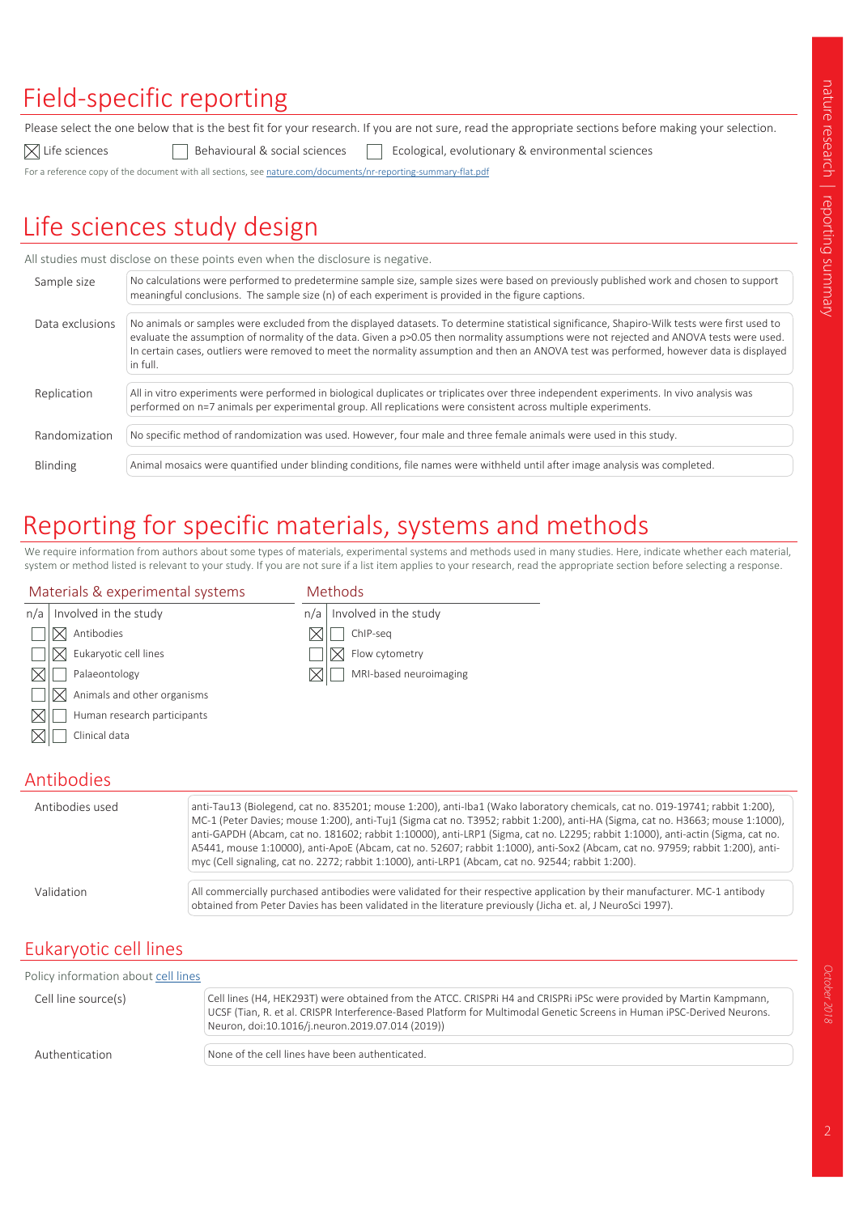# Field-specific reporting

Please select the one below that is the best fit for your research. If you are not sure, read the appropriate sections before making your selection.

☒ Life sciences ☐ Behavioural & social sciences ☐ Ecological, evolutionary & environmental sciences

For a reference copy of the document with all sections, see nature.com/documents/nr-reporting-summary-flat.pdf

# Life sciences study design

All studies must disclose on these points even when the disclosure is negative.

| | |
|---|---|
| Sample size | No calculations were performed to predetermine sample size, sample sizes were based on previously published work and chosen to support meaningful conclusions. The sample size (n) of each experiment is provided in the figure captions. |
| Data exclusions | No animals or samples were excluded from the displayed datasets. To determine statistical significance, Shapiro-Wilk tests were first used to evaluate the assumption of normality of the data. Given a p>0.05 then normality assumptions were not rejected and ANOVA tests were used. In certain cases, outliers were removed to meet the normality assumption and then an ANOVA test was performed, however data is displayed in full. |
| Replication | All in vitro experiments were performed in biological duplicates or triplicates over three independent experiments. In vivo analysis was performed on n=7 animals per experimental group. All replications were consistent across multiple experiments. |
| Randomization | No specific method of randomization was used. However, four male and three female animals were used in this study. |
| Blinding | Animal mosaics were quantified under blinding conditions, file names were withheld until after image analysis was completed. |

# Reporting for specific materials, systems and methods

We require information from authors about some types of materials, experimental systems and methods used in many studies. Here, indicate whether each material, system or method listed is relevant to your study. If you are not sure if a list item applies to your research, read the appropriate section before selecting a response.

| Materials & experimental systems | | |
|---|---|---|
| n/a | Involved in the study | |
| ☐ | ☒ | Antibodies |
| ☐ | ☒ | Eukaryotic cell lines |
| ☒ | ☐ | Palaeontology |
| ☐ | ☒ | Animals and other organisms |
| ☒ | ☐ | Human research participants |
| ☒ | ☐ | Clinical data |

| Methods | | |
|---|---|---|
| n/a | Involved in the study | |
| ☒ | ☐ | ChIP-seq |
| ☐ | ☒ | Flow cytometry |
| ☒ | ☐ | MRI-based neuroimaging |

## Antibodies

| | |
|---|---|
| Antibodies used | anti-Tau13 (Biolegend, cat no. 835201; mouse 1:200), anti-Iba1 (Wako laboratory chemicals, cat no. 019-19741; rabbit 1:200), MC-1 (Peter Davies; mouse 1:200), anti-Tuj1 (Sigma cat no. T3952; rabbit 1:200), anti-HA (Sigma, cat no. H3663; mouse 1:1000), anti-GAPDH (Abcam, cat no. 181602; rabbit 1:10000), anti-LRP1 (Sigma, cat no. L2295; rabbit 1:1000), anti-actin (Sigma, cat no. A5441, mouse 1:10000), anti-ApoE (Abcam, cat no. 52607; rabbit 1:1000), anti-Sox2 (Abcam, cat no. 97959; rabbit 1:200), anti-myc (Cell signaling, cat no. 2272; rabbit 1:1000), anti-LRP1 (Abcam, cat no. 92544; rabbit 1:200). |
| Validation | All commercially purchased antibodies were validated for their respective application by their manufacturer. MC-1 antibody obtained from Peter Davies has been validated in the literature previously (Jicha et. al, J NeuroSci 1997). |

## Eukaryotic cell lines

Policy information about cell lines

| | |
|---|---|
| Cell line source(s) | Cell lines (H4, HEK293T) were obtained from the ATCC. CRISPRi H4 and CRISPRi iPSc were provided by Martin Kampmann, UCSF (Tian, R. et al. CRISPR Interference-Based Platform for Multimodal Genetic Screens in Human iPSC-Derived Neurons. Neuron, doi:10.1016/j.neuron.2019.07.014 (2019)) |
| Authentication | None of the cell lines have been authenticated. |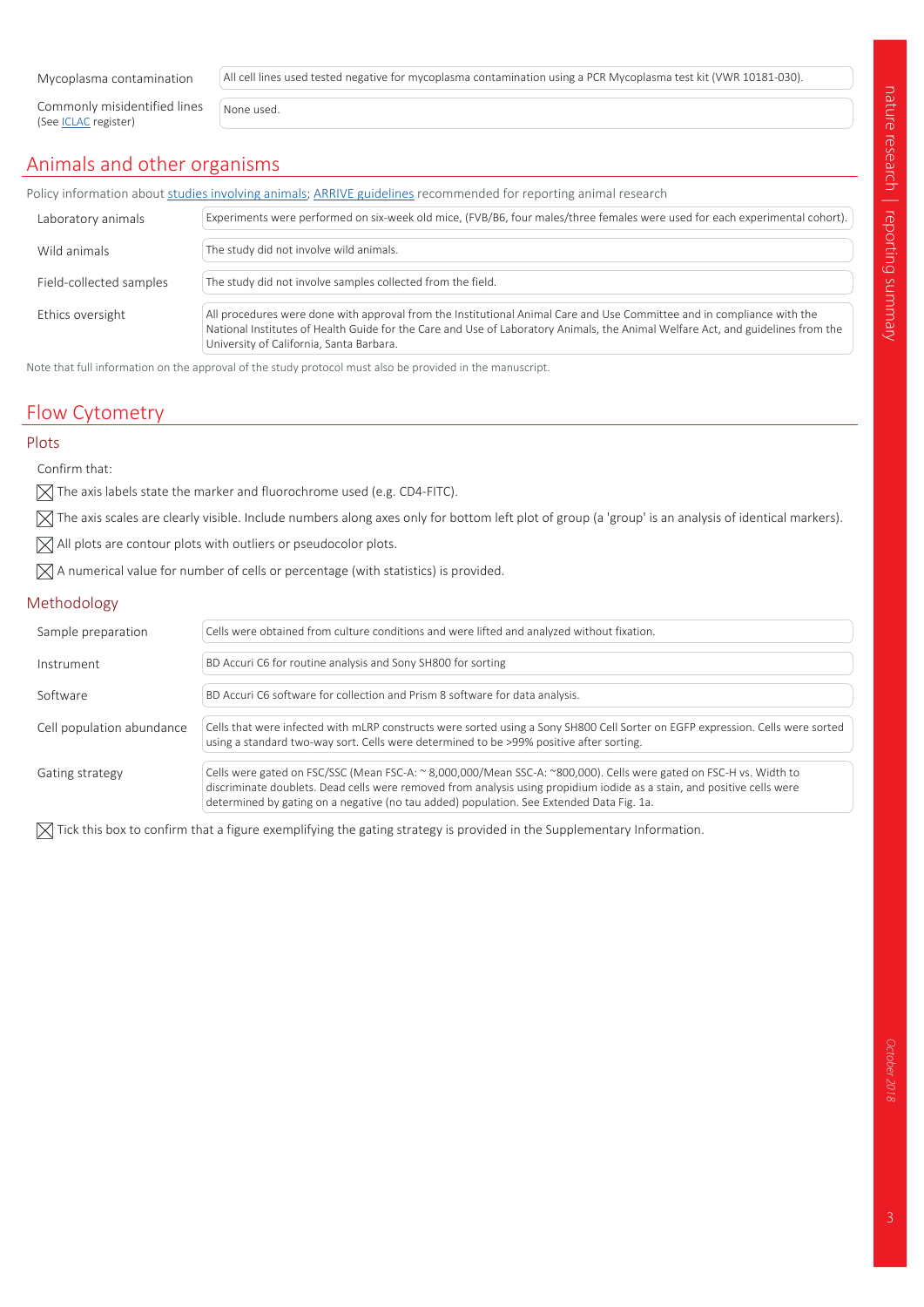| | |
|---|---|
| Mycoplasma contamination | All cell lines used tested negative for mycoplasma contamination using a PCR Mycoplasma test kit (VWR 10181-030). |
| Commonly misidentified lines (See ICLAC register) | None used. |

## Animals and other organisms

Policy information about studies involving animals; ARRIVE guidelines recommended for reporting animal research

| | |
|---|---|
| Laboratory animals | Experiments were performed on six-week old mice, (FVB/B6, four males/three females were used for each experimental cohort). |
| Wild animals | The study did not involve wild animals. |
| Field-collected samples | The study did not involve samples collected from the field. |
| Ethics oversight | All procedures were done with approval from the Institutional Animal Care and Use Committee and in compliance with the National Institutes of Health Guide for the Care and Use of Laboratory Animals, the Animal Welfare Act, and guidelines from the University of California, Santa Barbara. |

Note that full information on the approval of the study protocol must also be provided in the manuscript.

## Flow Cytometry

### Plots

Confirm that:

☒ The axis labels state the marker and fluorochrome used (e.g. CD4-FITC).

☒ The axis scales are clearly visible. Include numbers along axes only for bottom left plot of group (a 'group' is an analysis of identical markers).

☒ All plots are contour plots with outliers or pseudocolor plots.

☒ A numerical value for number of cells or percentage (with statistics) is provided.

### Methodology

| | |
|---|---|
| Sample preparation | Cells were obtained from culture conditions and were lifted and analyzed without fixation. |
| Instrument | BD Accuri C6 for routine analysis and Sony SH800 for sorting |
| Software | BD Accuri C6 software for collection and Prism 8 software for data analysis. |
| Cell population abundance | Cells that were infected with mLRP constructs were sorted using a Sony SH800 Cell Sorter on EGFP expression. Cells were sorted using a standard two-way sort. Cells were determined to be >99% positive after sorting. |
| Gating strategy | Cells were gated on FSC/SSC (Mean FSC-A: ~ 8,000,000/Mean SSC-A: ~800,000). Cells were gated on FSC-H vs. Width to discriminate doublets. Dead cells were removed from analysis using propidium iodide as a stain, and positive cells were determined by gating on a negative (no tau added) population. See Extended Data Fig. 1a. |

☒ Tick this box to confirm that a figure exemplifying the gating strategy is provided in the Supplementary Information.